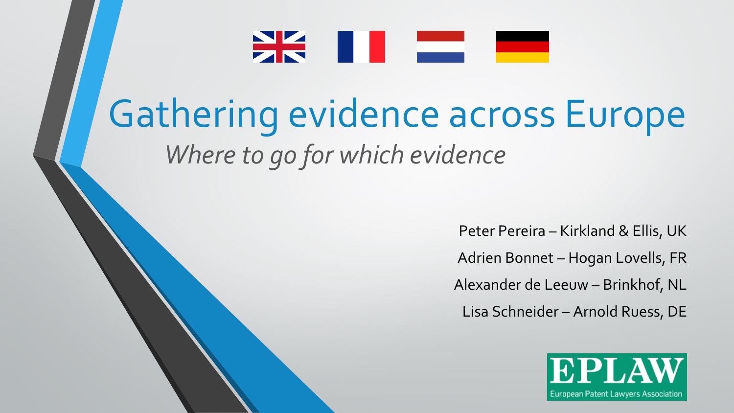# Gathering evidence across Europe

*Where to go for which evidence*

Peter Pereira – Kirkland & Ellis, UK

Adrien Bonnet – Hogan Lovells, FR

Alexander de Leeuw – Brinkhof, NL

Lisa Schneider – Arnold Ruess, DE

EPLAW

European Patent Lawyers Association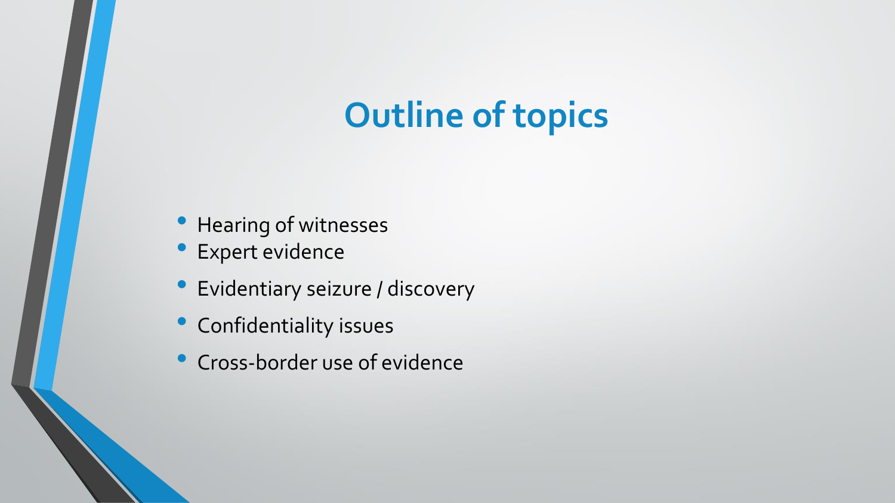# Outline of topics

- Hearing of witnesses
- Expert evidence
- Evidentiary seizure / discovery
- Confidentiality issues
- Cross-border use of evidence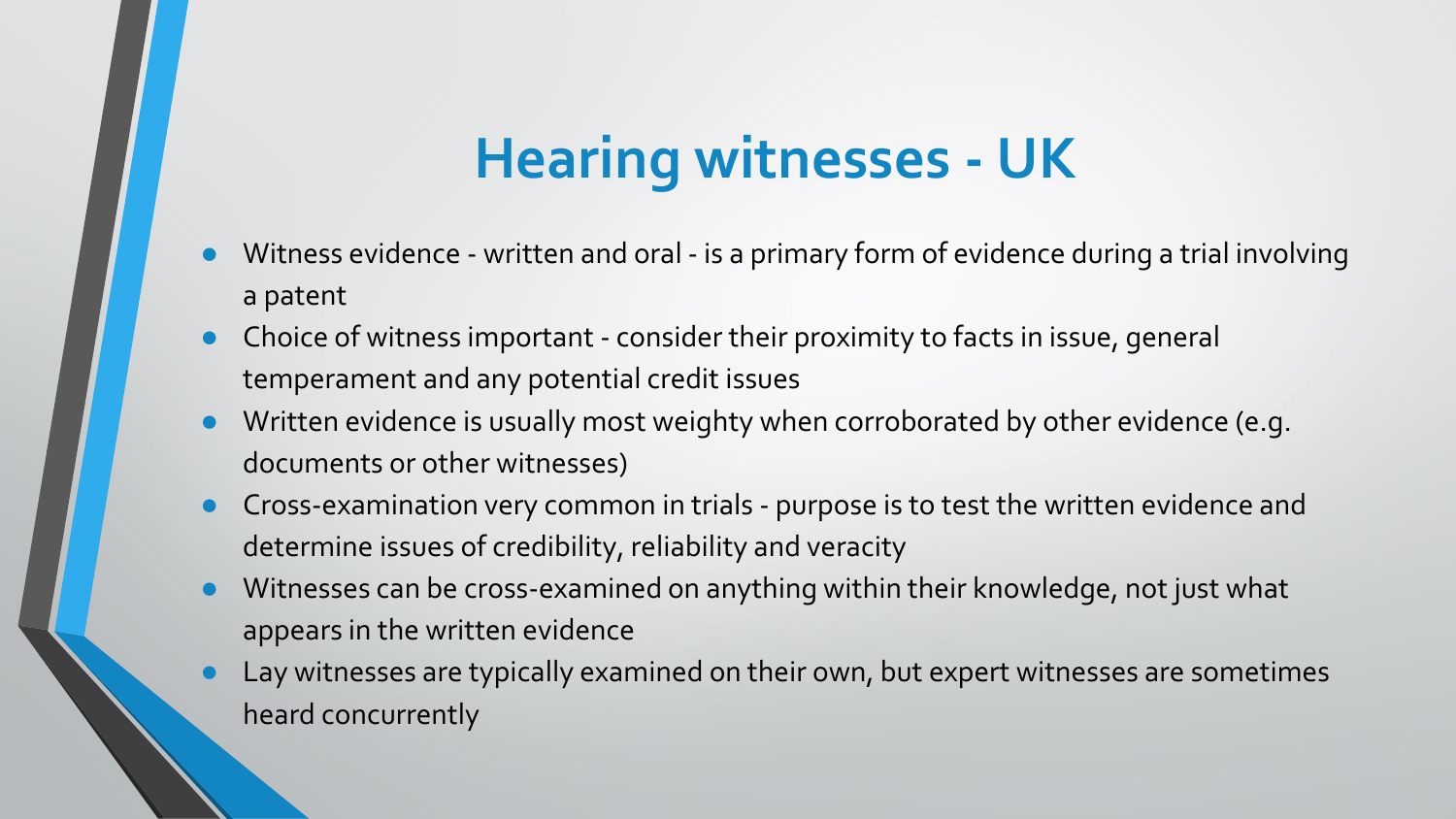# Hearing witnesses - UK

- Witness evidence - written and oral - is a primary form of evidence during a trial involving a patent
- Choice of witness important - consider their proximity to facts in issue, general temperament and any potential credit issues
- Written evidence is usually most weighty when corroborated by other evidence (e.g. documents or other witnesses)
- Cross-examination very common in trials - purpose is to test the written evidence and determine issues of credibility, reliability and veracity
- Witnesses can be cross-examined on anything within their knowledge, not just what appears in the written evidence
- Lay witnesses are typically examined on their own, but expert witnesses are sometimes heard concurrently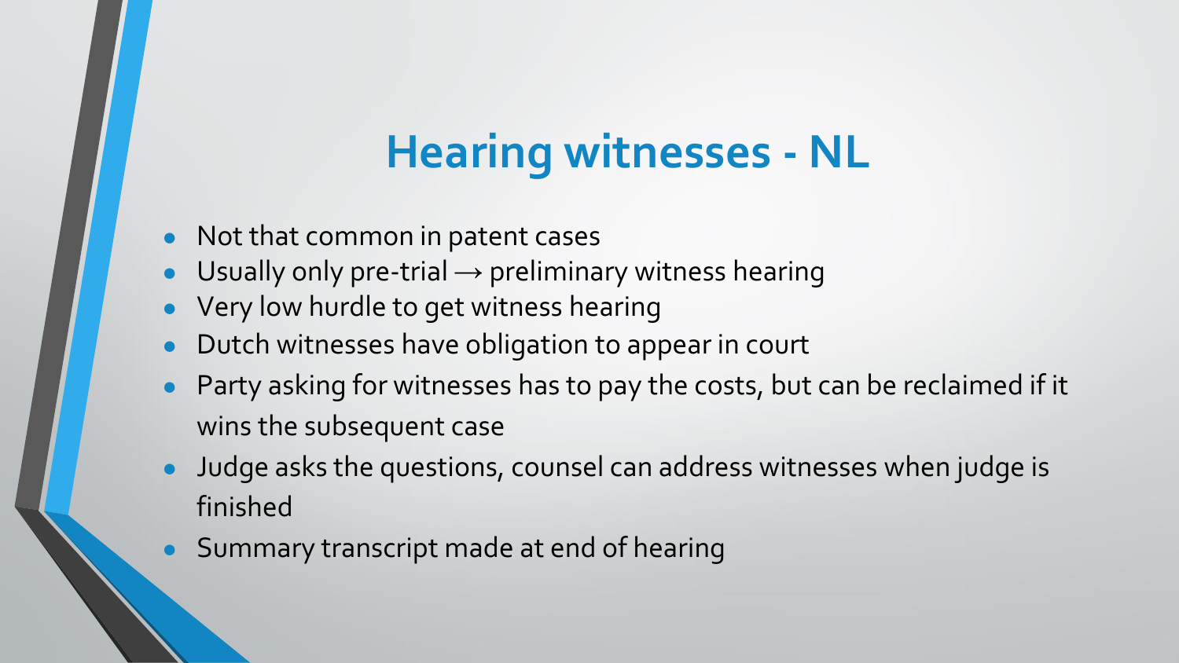# Hearing witnesses - NL

- Not that common in patent cases
- Usually only pre-trial → preliminary witness hearing
- Very low hurdle to get witness hearing
- Dutch witnesses have obligation to appear in court
- Party asking for witnesses has to pay the costs, but can be reclaimed if it wins the subsequent case
- Judge asks the questions, counsel can address witnesses when judge is finished
- Summary transcript made at end of hearing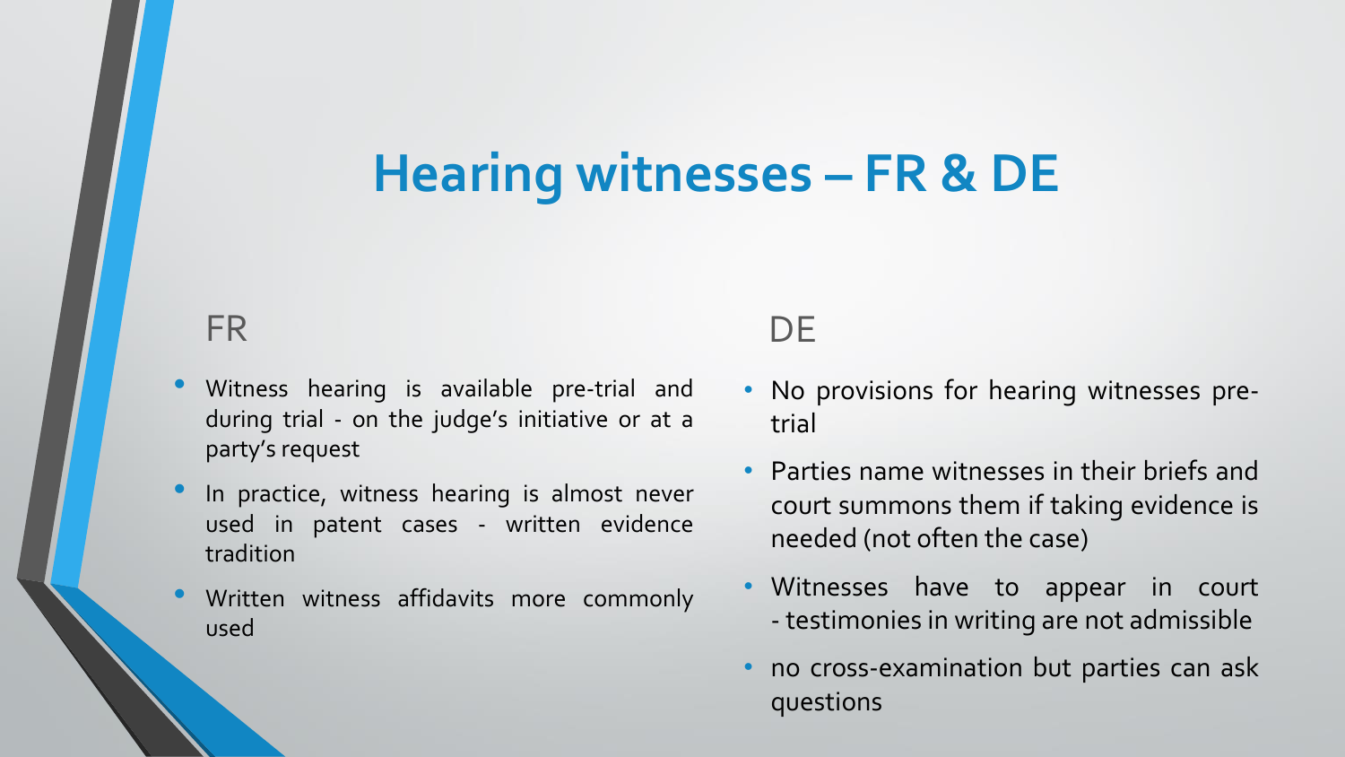# Hearing witnesses – FR & DE

## FR

- Witness hearing is available pre-trial and during trial - on the judge's initiative or at a party's request
- In practice, witness hearing is almost never used in patent cases - written evidence tradition
- Written witness affidavits more commonly used

## DE

- No provisions for hearing witnesses pre-trial
- Parties name witnesses in their briefs and court summons them if taking evidence is needed (not often the case)
- Witnesses have to appear in court - testimonies in writing are not admissible
- no cross-examination but parties can ask questions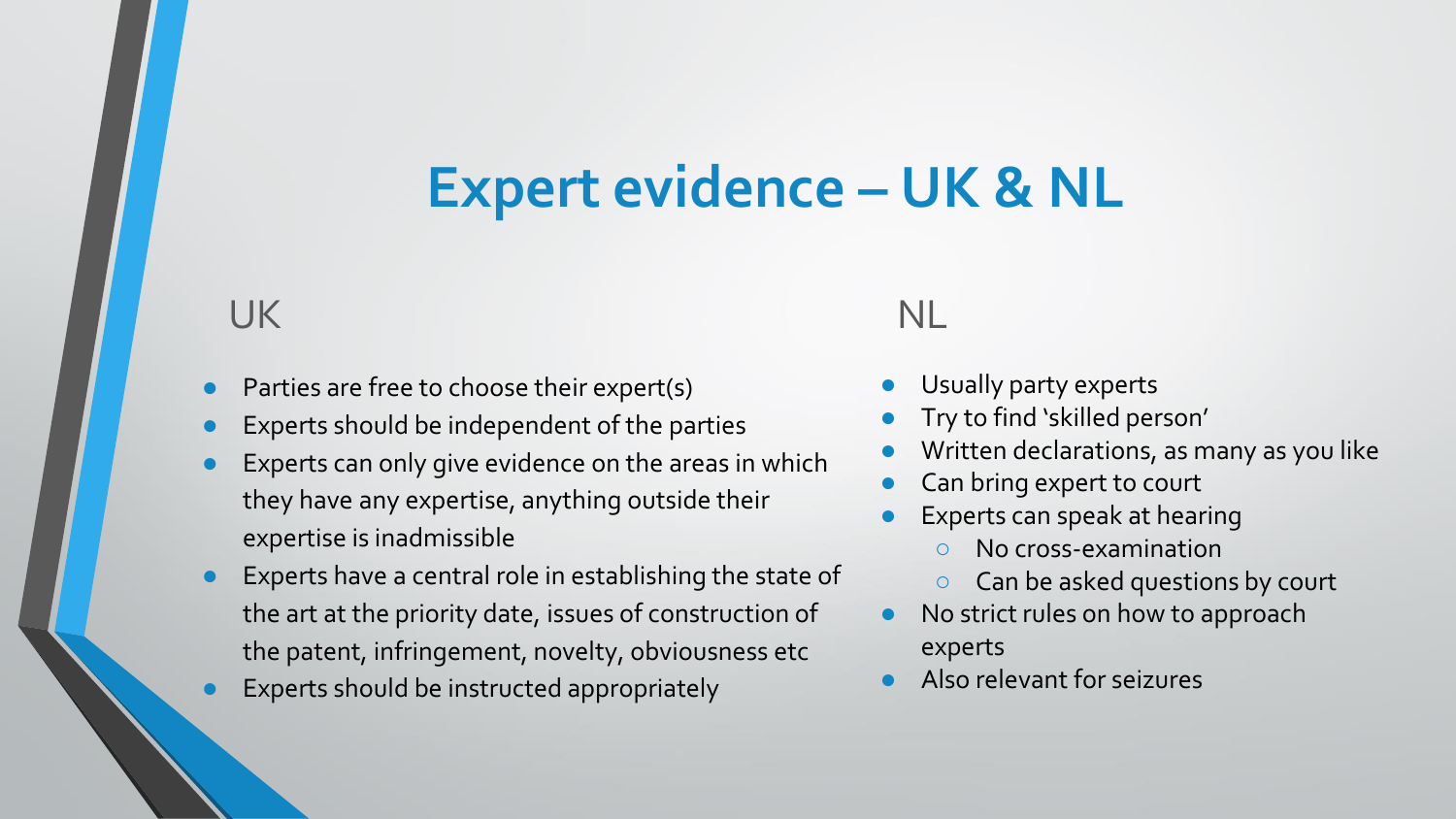# Expert evidence – UK & NL

## UK

- Parties are free to choose their expert(s)
- Experts should be independent of the parties
- Experts can only give evidence on the areas in which they have any expertise, anything outside their expertise is inadmissible
- Experts have a central role in establishing the state of the art at the priority date, issues of construction of the patent, infringement, novelty, obviousness etc
- Experts should be instructed appropriately

## NL

- Usually party experts
- Try to find 'skilled person'
- Written declarations, as many as you like
- Can bring expert to court
- Experts can speak at hearing
  - No cross-examination
  - Can be asked questions by court
- No strict rules on how to approach experts
- Also relevant for seizures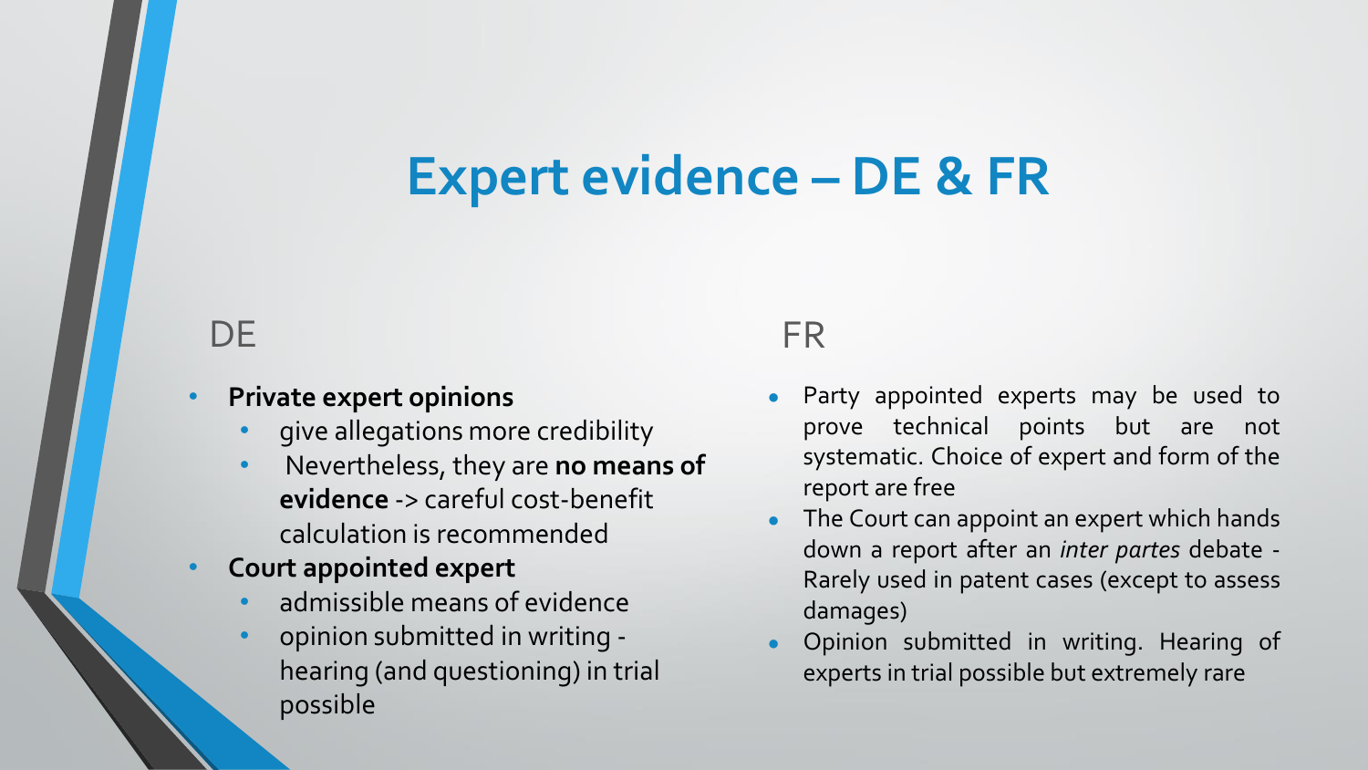# Expert evidence – DE & FR

## DE

- **Private expert opinions**
  - give allegations more credibility
  - Nevertheless, they are **no means of evidence** -> careful cost-benefit calculation is recommended
- **Court appointed expert**
  - admissible means of evidence
  - opinion submitted in writing - hearing (and questioning) in trial possible

## FR

- Party appointed experts may be used to prove technical points but are not systematic. Choice of expert and form of the report are free
- The Court can appoint an expert which hands down a report after an *inter partes* debate - Rarely used in patent cases (except to assess damages)
- Opinion submitted in writing. Hearing of experts in trial possible but extremely rare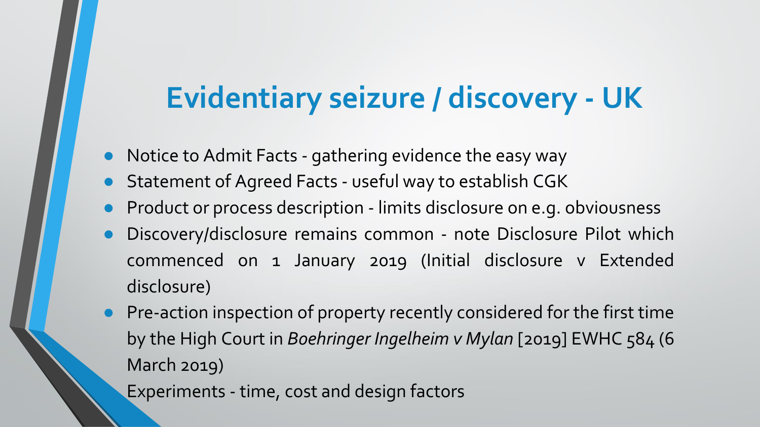# Evidentiary seizure / discovery - UK

- Notice to Admit Facts - gathering evidence the easy way
- Statement of Agreed Facts - useful way to establish CGK
- Product or process description - limits disclosure on e.g. obviousness
- Discovery/disclosure remains common - note Disclosure Pilot which commenced on 1 January 2019 (Initial disclosure v Extended disclosure)
- Pre-action inspection of property recently considered for the first time by the High Court in *Boehringer Ingelheim v Mylan* [2019] EWHC 584 (6 March 2019)
- Experiments - time, cost and design factors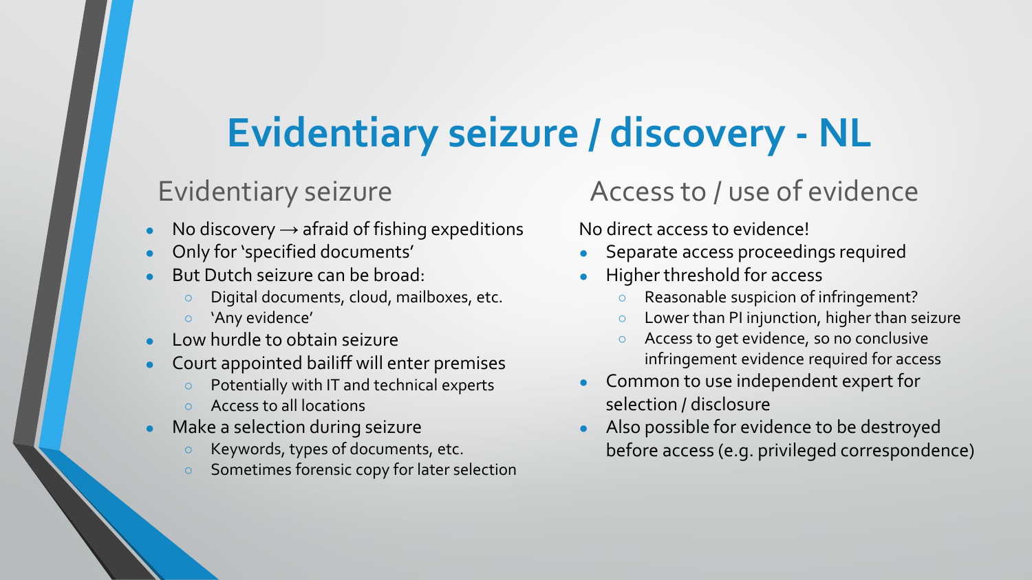# Evidentiary seizure / discovery - NL

## Evidentiary seizure

- No discovery → afraid of fishing expeditions
- Only for 'specified documents'
- But Dutch seizure can be broad:
  - Digital documents, cloud, mailboxes, etc.
  - 'Any evidence'
- Low hurdle to obtain seizure
- Court appointed bailiff will enter premises
  - Potentially with IT and technical experts
  - Access to all locations
- Make a selection during seizure
  - Keywords, types of documents, etc.
  - Sometimes forensic copy for later selection

## Access to / use of evidence

No direct access to evidence!

- Separate access proceedings required
- Higher threshold for access
  - Reasonable suspicion of infringement?
  - Lower than PI injunction, higher than seizure
  - Access to get evidence, so no conclusive infringement evidence required for access
- Common to use independent expert for selection / disclosure
- Also possible for evidence to be destroyed before access (e.g. privileged correspondence)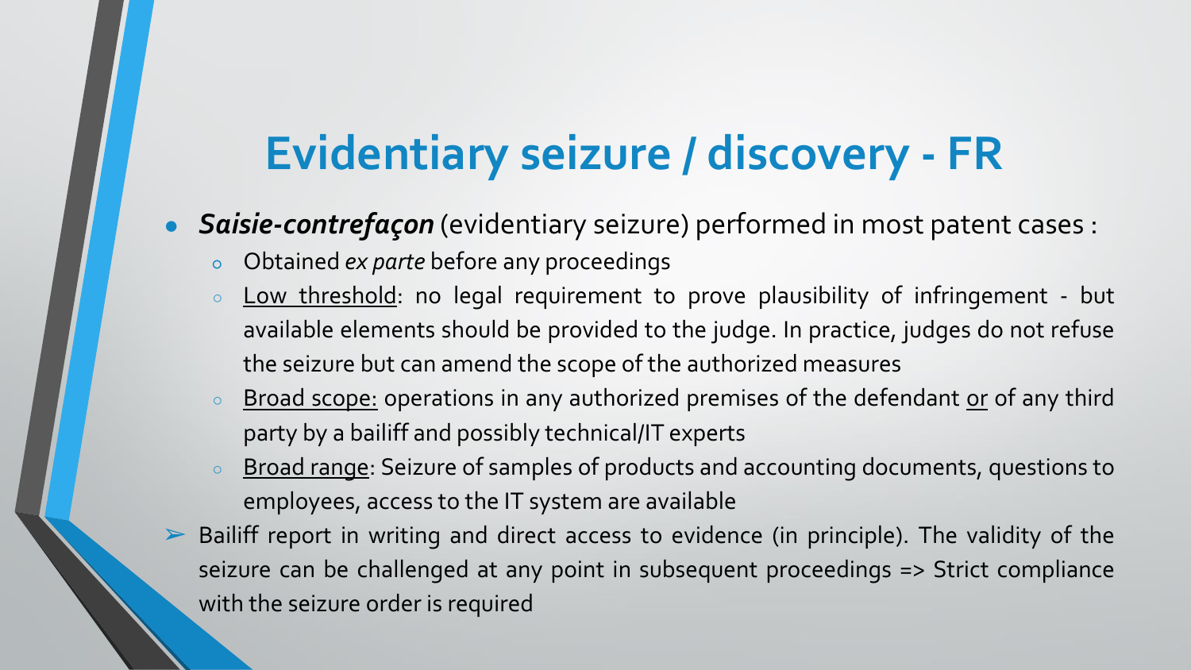# Evidentiary seizure / discovery - FR

- ***Saisie-contrefaçon*** (evidentiary seizure) performed in most patent cases :
  - Obtained *ex parte* before any proceedings
  - <u>Low threshold</u>: no legal requirement to prove plausibility of infringement - but available elements should be provided to the judge. In practice, judges do not refuse the seizure but can amend the scope of the authorized measures
  - <u>Broad scope:</u> operations in any authorized premises of the defendant <u>or</u> of any third party by a bailiff and possibly technical/IT experts
  - <u>Broad range</u>: Seizure of samples of products and accounting documents, questions to employees, access to the IT system are available

➢ Bailiff report in writing and direct access to evidence (in principle). The validity of the seizure can be challenged at any point in subsequent proceedings => Strict compliance with the seizure order is required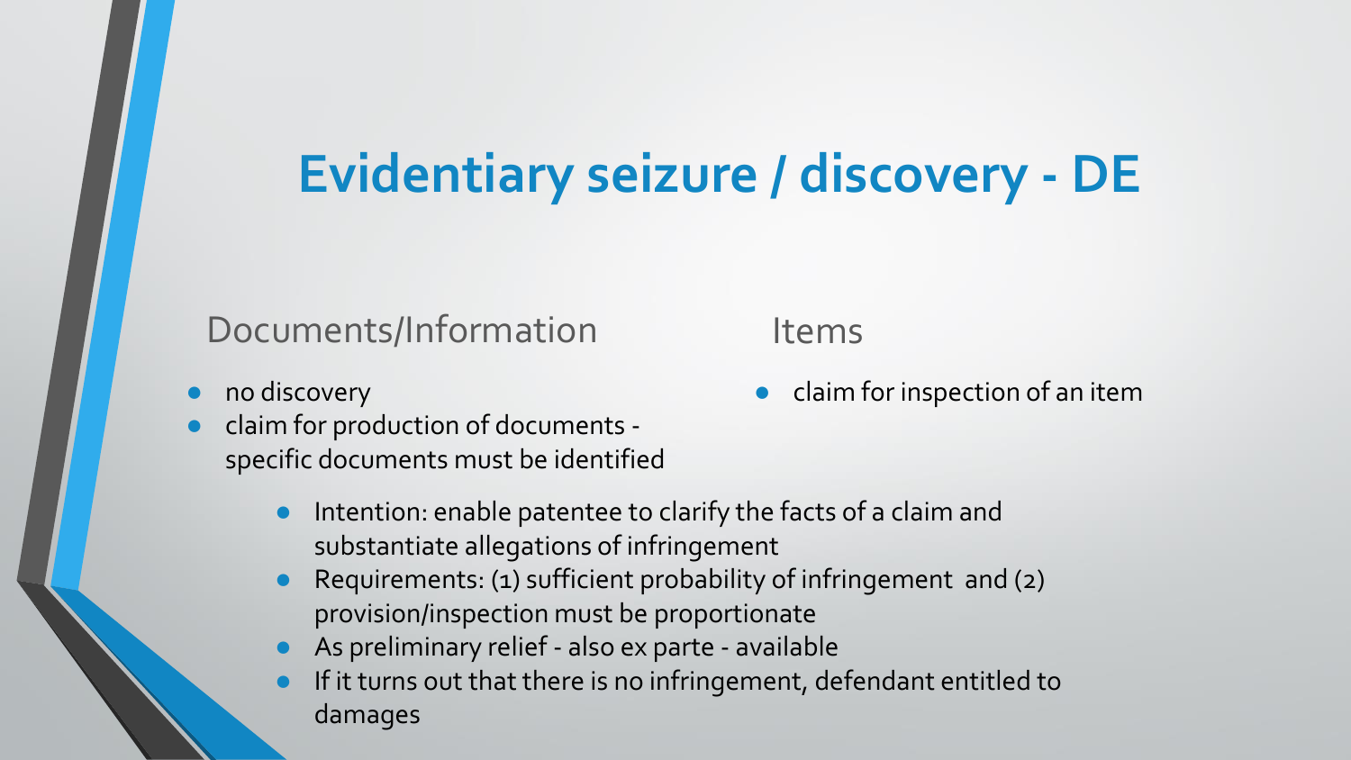# Evidentiary seizure / discovery - DE

## Documents/Information

- no discovery
- claim for production of documents - specific documents must be identified

## Items

- claim for inspection of an item

---

- Intention: enable patentee to clarify the facts of a claim and substantiate allegations of infringement
- Requirements: (1) sufficient probability of infringement and (2) provision/inspection must be proportionate
- As preliminary relief - also ex parte - available
- If it turns out that there is no infringement, defendant entitled to damages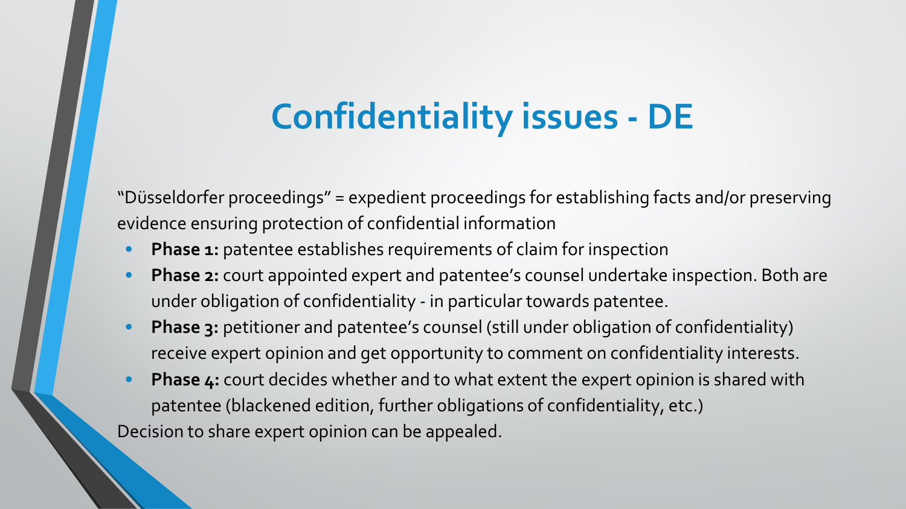# Confidentiality issues - DE

"Düsseldorfer proceedings" = expedient proceedings for establishing facts and/or preserving evidence ensuring protection of confidential information

- **Phase 1:** patentee establishes requirements of claim for inspection
- **Phase 2:** court appointed expert and patentee's counsel undertake inspection. Both are under obligation of confidentiality - in particular towards patentee.
- **Phase 3:** petitioner and patentee's counsel (still under obligation of confidentiality) receive expert opinion and get opportunity to comment on confidentiality interests.
- **Phase 4:** court decides whether and to what extent the expert opinion is shared with patentee (blackened edition, further obligations of confidentiality, etc.)

Decision to share expert opinion can be appealed.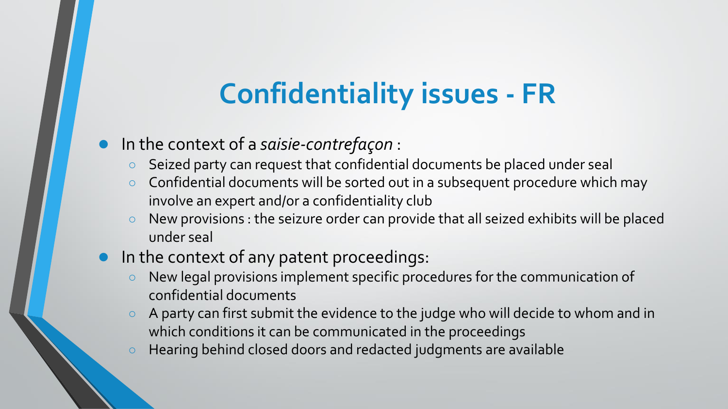# Confidentiality issues - FR

- In the context of a *saisie-contrefaçon* :
  - Seized party can request that confidential documents be placed under seal
  - Confidential documents will be sorted out in a subsequent procedure which may involve an expert and/or a confidentiality club
  - New provisions : the seizure order can provide that all seized exhibits will be placed under seal
- In the context of any patent proceedings:
  - New legal provisions implement specific procedures for the communication of confidential documents
  - A party can first submit the evidence to the judge who will decide to whom and in which conditions it can be communicated in the proceedings
  - Hearing behind closed doors and redacted judgments are available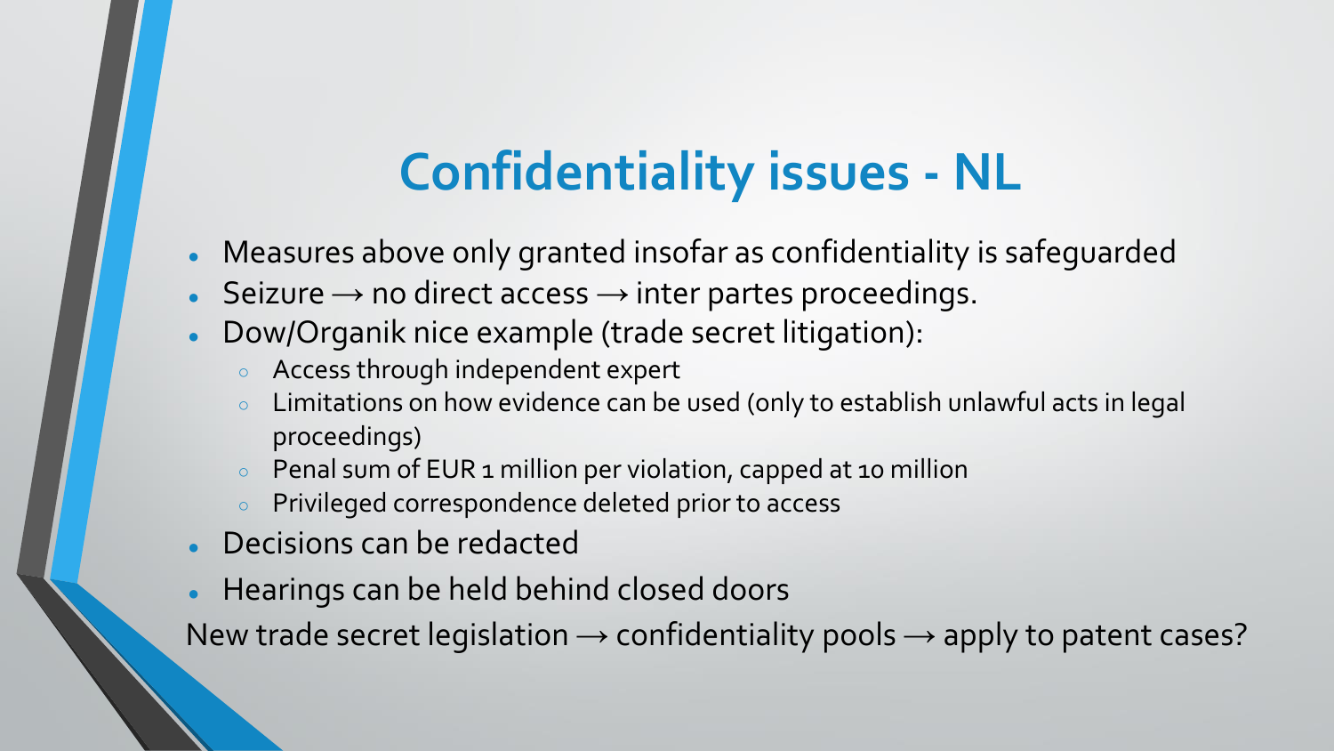# Confidentiality issues - NL

- Measures above only granted insofar as confidentiality is safeguarded
- Seizure → no direct access → inter partes proceedings.
- Dow/Organik nice example (trade secret litigation):
  - Access through independent expert
  - Limitations on how evidence can be used (only to establish unlawful acts in legal proceedings)
  - Penal sum of EUR 1 million per violation, capped at 10 million
  - Privileged correspondence deleted prior to access
- Decisions can be redacted
- Hearings can be held behind closed doors

New trade secret legislation → confidentiality pools → apply to patent cases?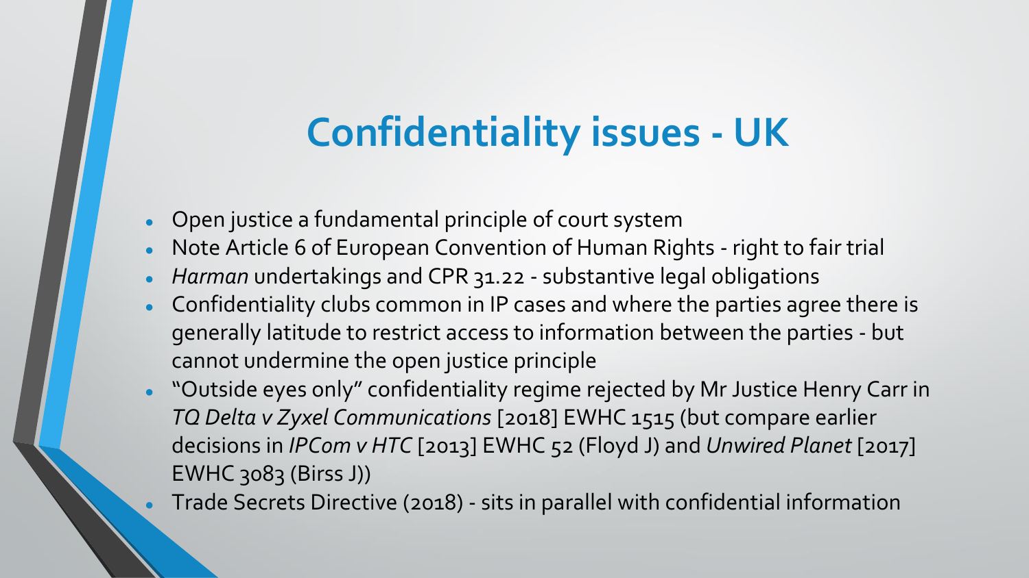# Confidentiality issues - UK

- Open justice a fundamental principle of court system
- Note Article 6 of European Convention of Human Rights - right to fair trial
- *Harman* undertakings and CPR 31.22 - substantive legal obligations
- Confidentiality clubs common in IP cases and where the parties agree there is generally latitude to restrict access to information between the parties - but cannot undermine the open justice principle
- "Outside eyes only" confidentiality regime rejected by Mr Justice Henry Carr in *TQ Delta v Zyxel Communications* [2018] EWHC 1515 (but compare earlier decisions in *IPCom v HTC* [2013] EWHC 52 (Floyd J) and *Unwired Planet* [2017] EWHC 3083 (Birss J))
- Trade Secrets Directive (2018) - sits in parallel with confidential information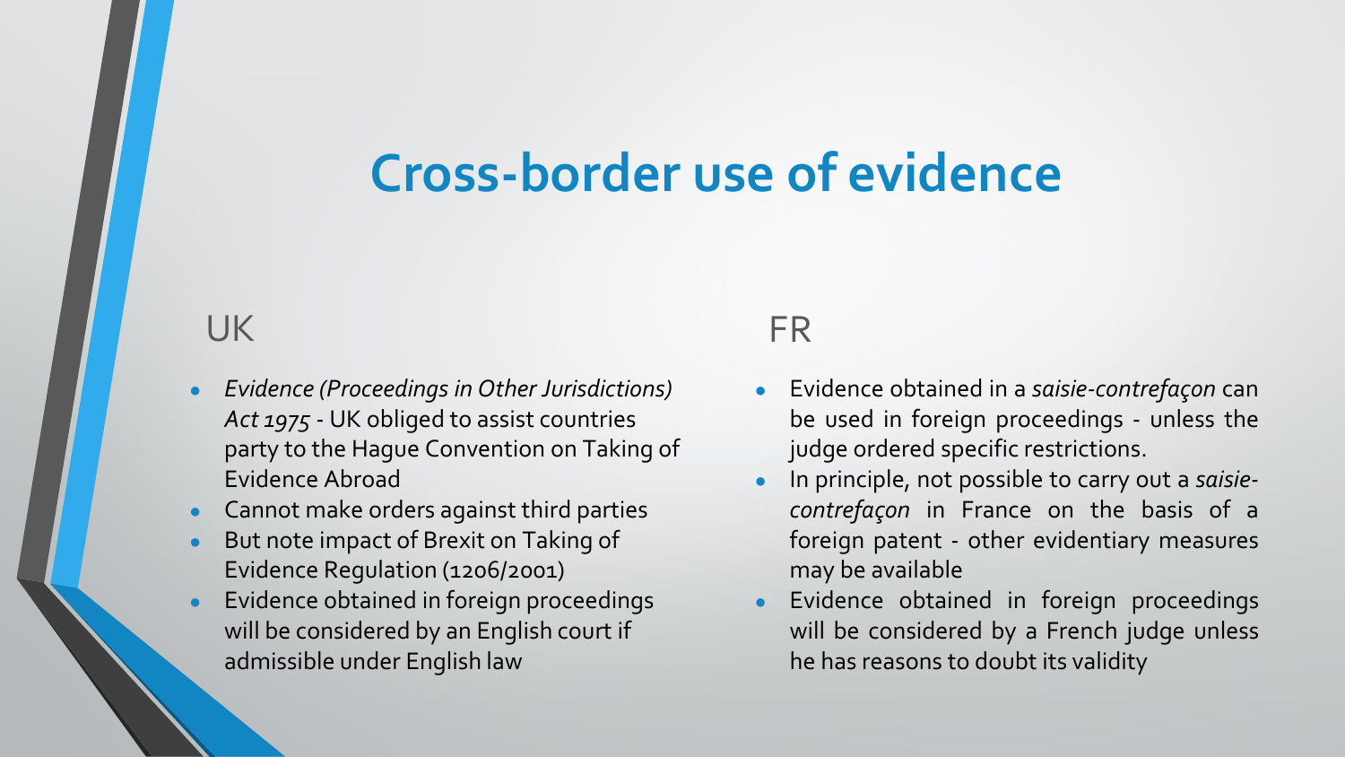# Cross-border use of evidence

## UK

- *Evidence (Proceedings in Other Jurisdictions) Act 1975* - UK obliged to assist countries party to the Hague Convention on Taking of Evidence Abroad
- Cannot make orders against third parties
- But note impact of Brexit on Taking of Evidence Regulation (1206/2001)
- Evidence obtained in foreign proceedings will be considered by an English court if admissible under English law

## FR

- Evidence obtained in a *saisie-contrefaçon* can be used in foreign proceedings - unless the judge ordered specific restrictions.
- In principle, not possible to carry out a *saisie-contrefaçon* in France on the basis of a foreign patent - other evidentiary measures may be available
- Evidence obtained in foreign proceedings will be considered by a French judge unless he has reasons to doubt its validity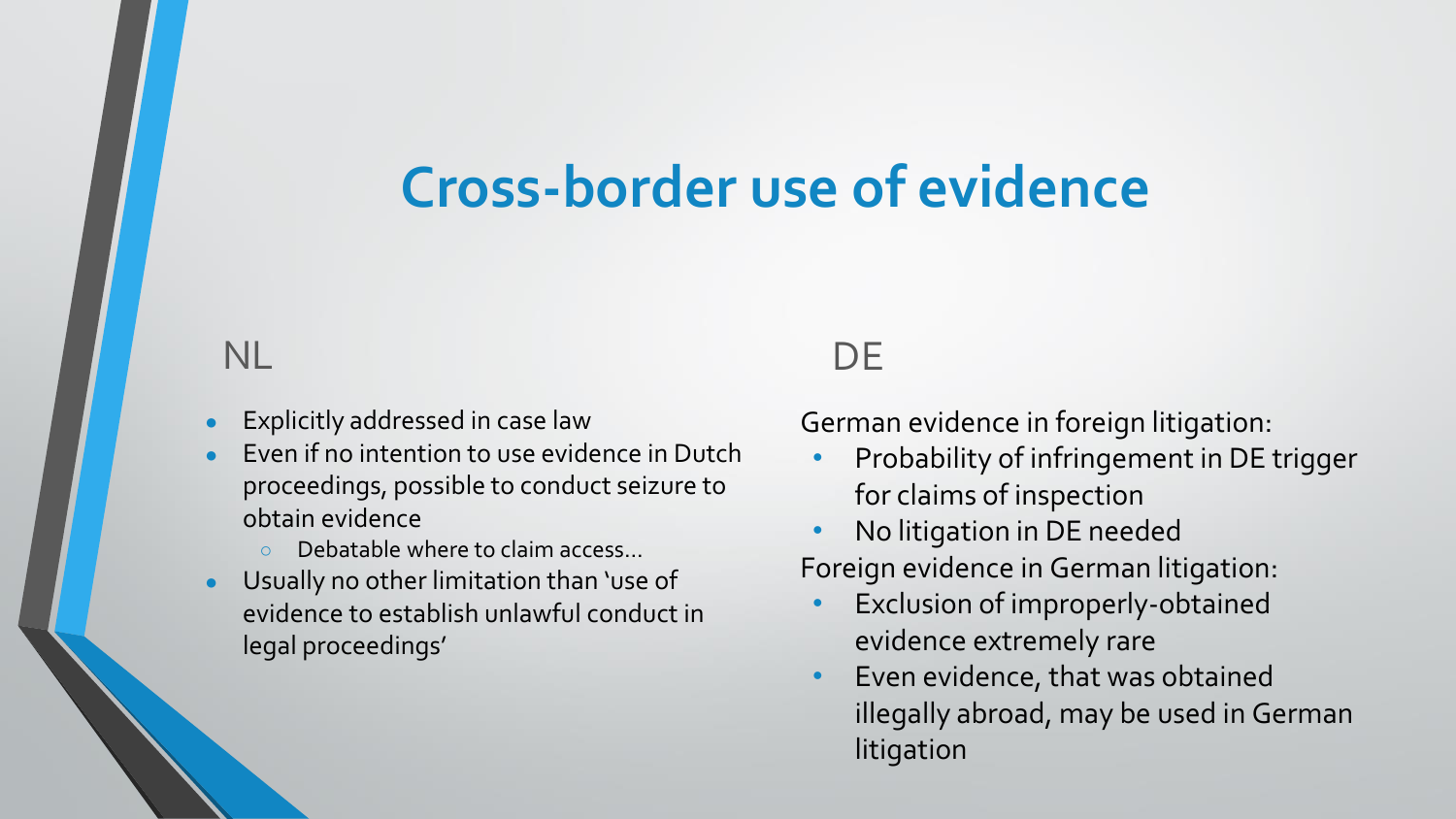# Cross-border use of evidence

## NL

- Explicitly addressed in case law
- Even if no intention to use evidence in Dutch proceedings, possible to conduct seizure to obtain evidence
  - Debatable where to claim access…
- Usually no other limitation than 'use of evidence to establish unlawful conduct in legal proceedings'

## DE

German evidence in foreign litigation:

- Probability of infringement in DE trigger for claims of inspection
- No litigation in DE needed

Foreign evidence in German litigation:

- Exclusion of improperly-obtained evidence extremely rare
- Even evidence, that was obtained illegally abroad, may be used in German litigation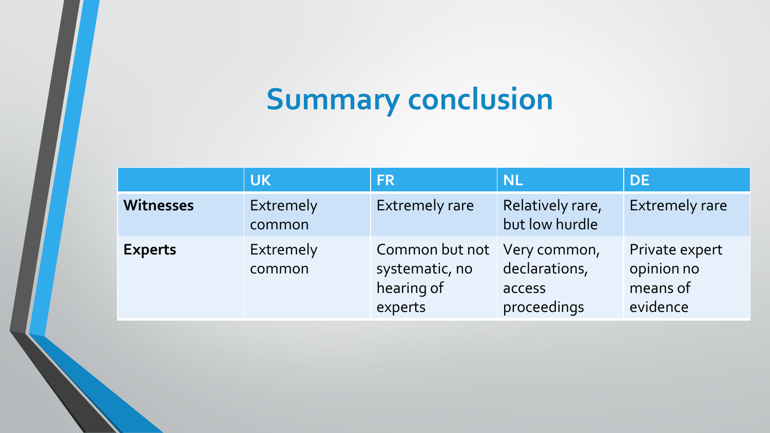# Summary conclusion

| | UK | FR | NL | DE |
|---|---|---|---|---|
| **Witnesses** | Extremely common | Extremely rare | Relatively rare, but low hurdle | Extremely rare |
| **Experts** | Extremely common | Common but not systematic, no hearing of experts | Very common, declarations, access proceedings | Private expert opinion no means of evidence |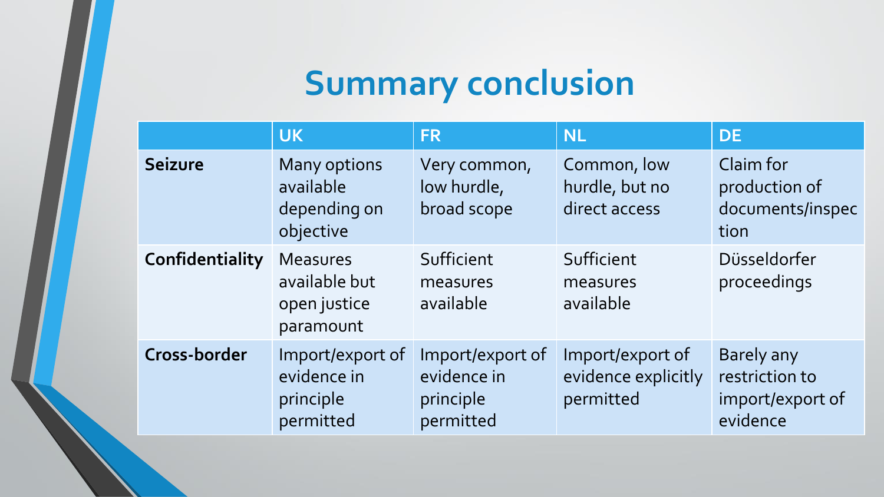# Summary conclusion

| | UK | FR | NL | DE |
|---|---|---|---|---|
| **Seizure** | Many options available depending on objective | Very common, low hurdle, broad scope | Common, low hurdle, but no direct access | Claim for production of documents/inspection |
| **Confidentiality** | Measures available but open justice paramount | Sufficient measures available | Sufficient measures available | Düsseldorfer proceedings |
| **Cross-border** | Import/export of evidence in principle permitted | Import/export of evidence in principle permitted | Import/export of evidence explicitly permitted | Barely any restriction to import/export of evidence |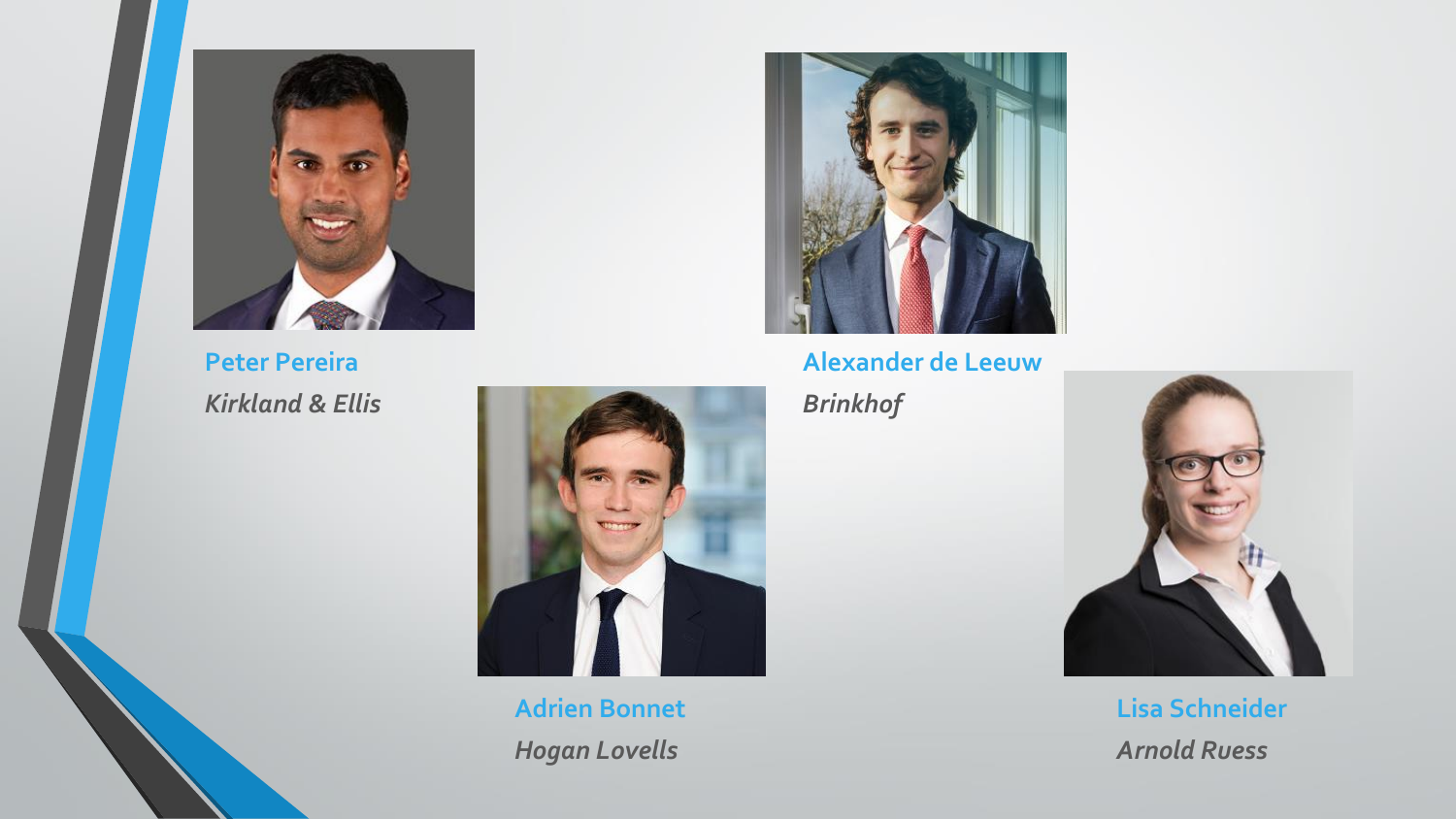**Peter Pereira**
*Kirkland & Ellis*

**Alexander de Leeuw**
*Brinkhof*

**Adrien Bonnet**
*Hogan Lovells*

**Lisa Schneider**
*Arnold Ruess*